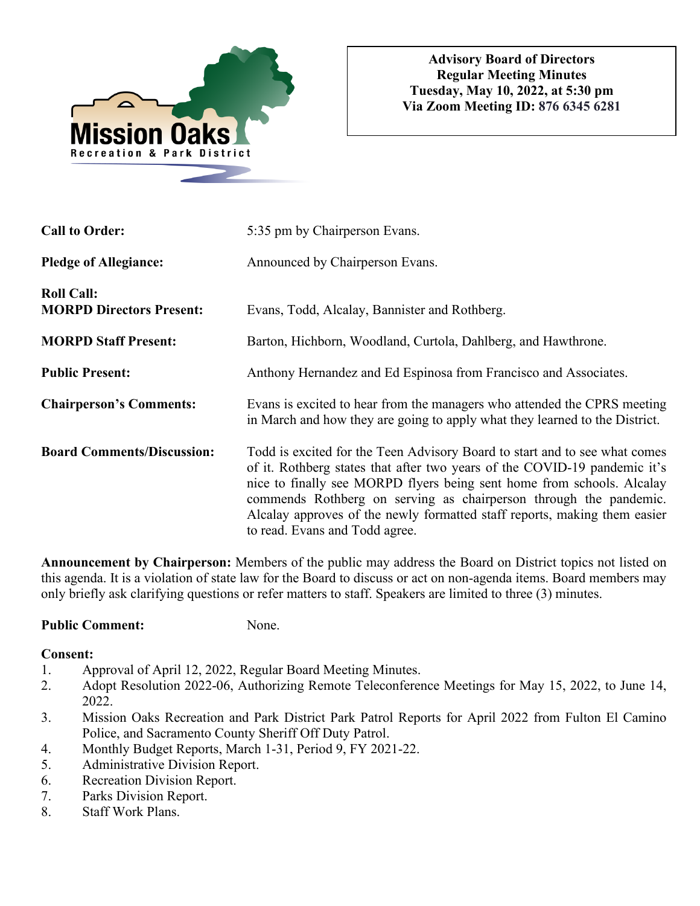Mission Oaks
Recreation & Park District

**Advisory Board of Directors**
**Regular Meeting Minutes**
**Tuesday, May 10, 2022, at 5:30 pm**
**Via Zoom Meeting ID: 876 6345 6281**

**Call to Order:** 5:35 pm by Chairperson Evans.

**Pledge of Allegiance:** Announced by Chairperson Evans.

**Roll Call:**
**MORPD Directors Present:** Evans, Todd, Alcalay, Bannister and Rothberg.

**MORPD Staff Present:** Barton, Hichborn, Woodland, Curtola, Dahlberg, and Hawthrone.

**Public Present:** Anthony Hernandez and Ed Espinosa from Francisco and Associates.

**Chairperson's Comments:** Evans is excited to hear from the managers who attended the CPRS meeting in March and how they are going to apply what they learned to the District.

**Board Comments/Discussion:** Todd is excited for the Teen Advisory Board to start and to see what comes of it. Rothberg states that after two years of the COVID-19 pandemic it's nice to finally see MORPD flyers being sent home from schools. Alcalay commends Rothberg on serving as chairperson through the pandemic. Alcalay approves of the newly formatted staff reports, making them easier to read. Evans and Todd agree.

**Announcement by Chairperson:** Members of the public may address the Board on District topics not listed on this agenda. It is a violation of state law for the Board to discuss or act on non-agenda items. Board members may only briefly ask clarifying questions or refer matters to staff. Speakers are limited to three (3) minutes.

**Public Comment:** None.

**Consent:**

1. Approval of April 12, 2022, Regular Board Meeting Minutes.
2. Adopt Resolution 2022-06, Authorizing Remote Teleconference Meetings for May 15, 2022, to June 14, 2022.
3. Mission Oaks Recreation and Park District Park Patrol Reports for April 2022 from Fulton El Camino Police, and Sacramento County Sheriff Off Duty Patrol.
4. Monthly Budget Reports, March 1-31, Period 9, FY 2021-22.
5. Administrative Division Report.
6. Recreation Division Report.
7. Parks Division Report.
8. Staff Work Plans.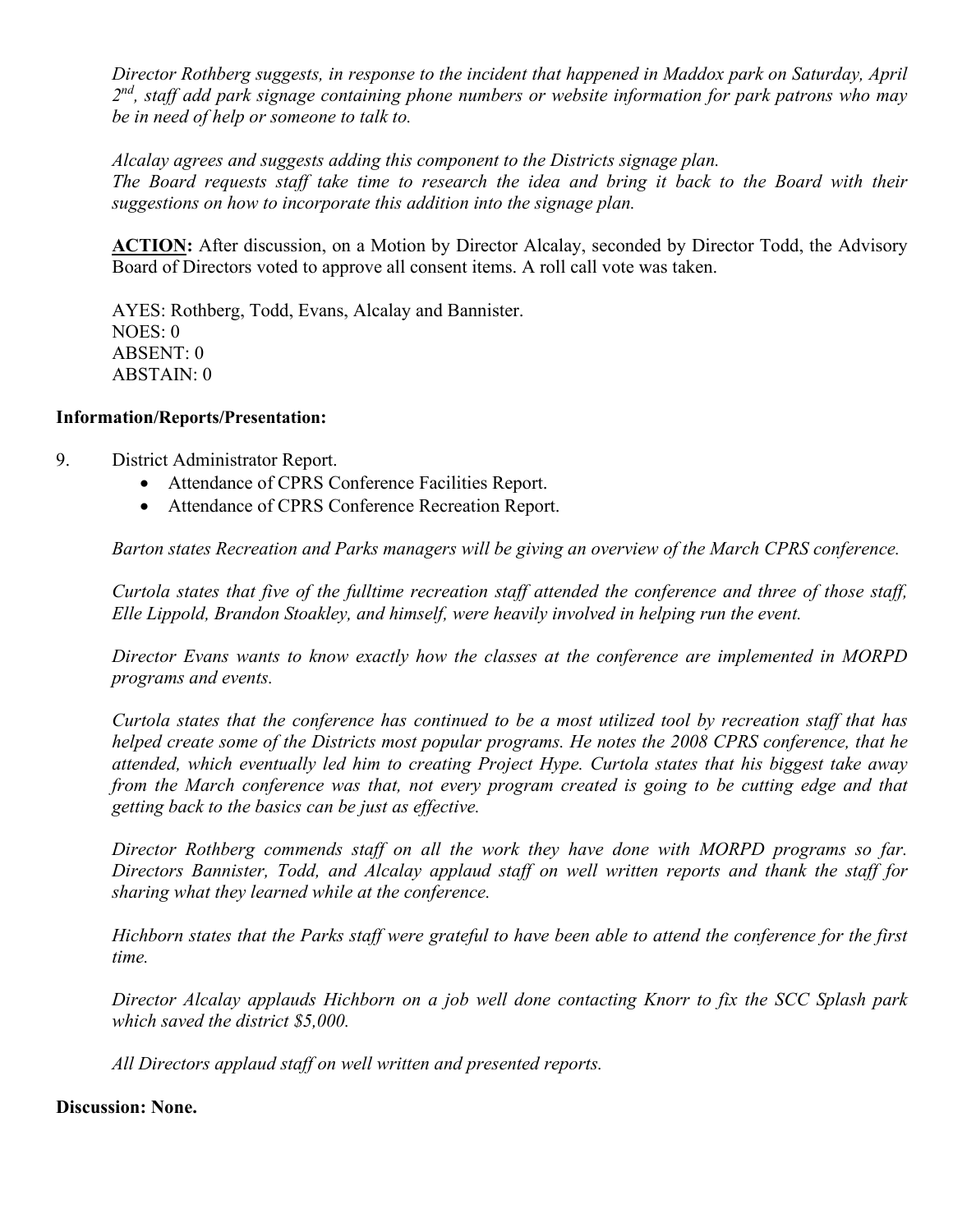*Director Rothberg suggests, in response to the incident that happened in Maddox park on Saturday, April 2nd, staff add park signage containing phone numbers or website information for park patrons who may be in need of help or someone to talk to.*

*Alcalay agrees and suggests adding this component to the Districts signage plan.*
*The Board requests staff take time to research the idea and bring it back to the Board with their suggestions on how to incorporate this addition into the signage plan.*

**ACTION:** After discussion, on a Motion by Director Alcalay, seconded by Director Todd, the Advisory Board of Directors voted to approve all consent items. A roll call vote was taken.

AYES: Rothberg, Todd, Evans, Alcalay and Bannister.
NOES: 0
ABSENT: 0
ABSTAIN: 0

**Information/Reports/Presentation:**

9. District Administrator Report.
   - Attendance of CPRS Conference Facilities Report.
   - Attendance of CPRS Conference Recreation Report.

*Barton states Recreation and Parks managers will be giving an overview of the March CPRS conference.*

*Curtola states that five of the fulltime recreation staff attended the conference and three of those staff, Elle Lippold, Brandon Stoakley, and himself, were heavily involved in helping run the event.*

*Director Evans wants to know exactly how the classes at the conference are implemented in MORPD programs and events.*

*Curtola states that the conference has continued to be a most utilized tool by recreation staff that has helped create some of the Districts most popular programs. He notes the 2008 CPRS conference, that he attended, which eventually led him to creating Project Hype. Curtola states that his biggest take away from the March conference was that, not every program created is going to be cutting edge and that getting back to the basics can be just as effective.*

*Director Rothberg commends staff on all the work they have done with MORPD programs so far. Directors Bannister, Todd, and Alcalay applaud staff on well written reports and thank the staff for sharing what they learned while at the conference.*

*Hichborn states that the Parks staff were grateful to have been able to attend the conference for the first time.*

*Director Alcalay applauds Hichborn on a job well done contacting Knorr to fix the SCC Splash park which saved the district $5,000.*

*All Directors applaud staff on well written and presented reports.*

**Discussion: None.**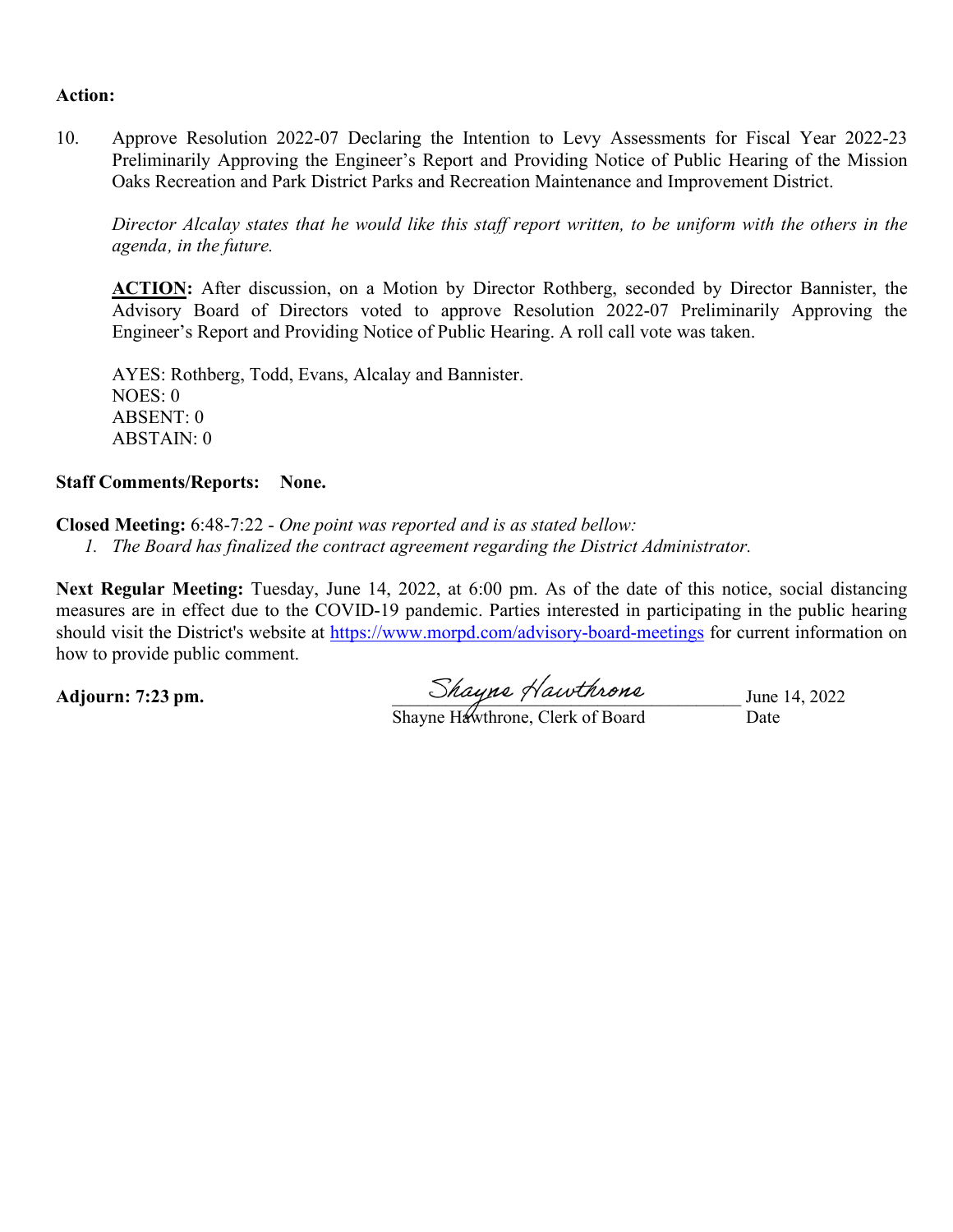**Action:**

10. Approve Resolution 2022-07 Declaring the Intention to Levy Assessments for Fiscal Year 2022-23 Preliminarily Approving the Engineer's Report and Providing Notice of Public Hearing of the Mission Oaks Recreation and Park District Parks and Recreation Maintenance and Improvement District.

    *Director Alcalay states that he would like this staff report written, to be uniform with the others in the agenda, in the future.*

    **ACTION:** After discussion, on a Motion by Director Rothberg, seconded by Director Bannister, the Advisory Board of Directors voted to approve Resolution 2022-07 Preliminarily Approving the Engineer's Report and Providing Notice of Public Hearing. A roll call vote was taken.

    AYES: Rothberg, Todd, Evans, Alcalay and Bannister.
    NOES: 0
    ABSENT: 0
    ABSTAIN: 0

**Staff Comments/Reports: None.**

**Closed Meeting:** 6:48-7:22 - *One point was reported and is as stated bellow:*

1. *The Board has finalized the contract agreement regarding the District Administrator.*

**Next Regular Meeting:** Tuesday, June 14, 2022, at 6:00 pm. As of the date of this notice, social distancing measures are in effect due to the COVID-19 pandemic. Parties interested in participating in the public hearing should visit the District's website at https://www.morpd.com/advisory-board-meetings for current information on how to provide public comment.

**Adjourn: 7:23 pm.**

Shayne Hawthrone
Shayne Hawthrone, Clerk of Board

June 14, 2022
Date